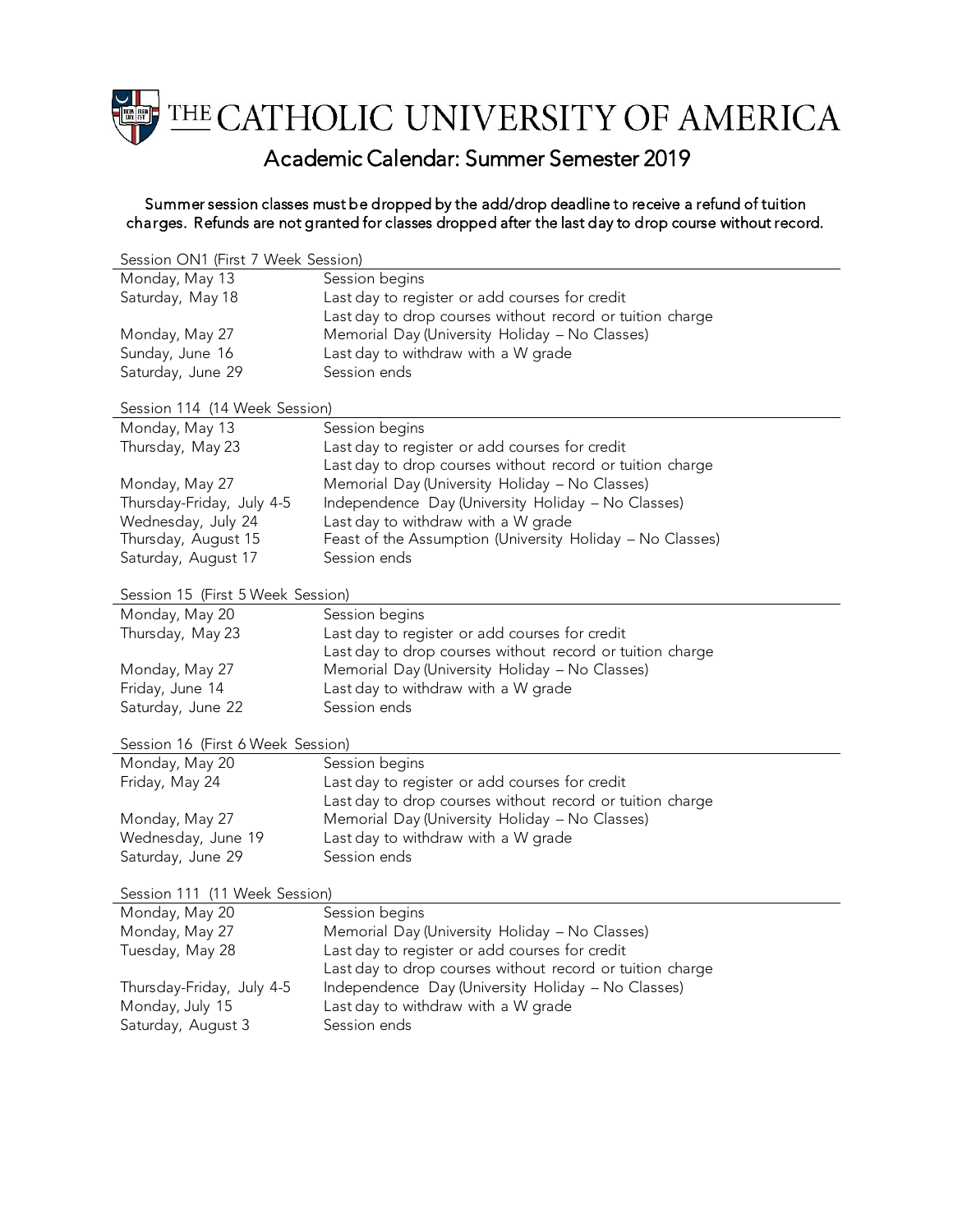# THE CATHOLIC UNIVERSITY OF AMERICA

## Academic Calendar: Summer Semester 2019

Summer session classes must be dropped by the add/drop deadline to receive a refund of tuition charges. Refunds are not granted for classes dropped after the last day to drop course without record.

| Session ON1 (First 7 Week Session) | |
|---|---|
| Monday, May 13 | Session begins |
| Saturday, May 18 | Last day to register or add courses for credit |
| | Last day to drop courses without record or tuition charge |
| Monday, May 27 | Memorial Day (University Holiday – No Classes) |
| Sunday, June 16 | Last day to withdraw with a W grade |
| Saturday, June 29 | Session ends |

| Session 114 (14 Week Session) | |
|---|---|
| Monday, May 13 | Session begins |
| Thursday, May 23 | Last day to register or add courses for credit |
| | Last day to drop courses without record or tuition charge |
| Monday, May 27 | Memorial Day (University Holiday – No Classes) |
| Thursday-Friday, July 4-5 | Independence Day (University Holiday – No Classes) |
| Wednesday, July 24 | Last day to withdraw with a W grade |
| Thursday, August 15 | Feast of the Assumption (University Holiday – No Classes) |
| Saturday, August 17 | Session ends |

| Session 15 (First 5 Week Session) | |
|---|---|
| Monday, May 20 | Session begins |
| Thursday, May 23 | Last day to register or add courses for credit |
| | Last day to drop courses without record or tuition charge |
| Monday, May 27 | Memorial Day (University Holiday – No Classes) |
| Friday, June 14 | Last day to withdraw with a W grade |
| Saturday, June 22 | Session ends |

| Session 16 (First 6 Week Session) | |
|---|---|
| Monday, May 20 | Session begins |
| Friday, May 24 | Last day to register or add courses for credit |
| | Last day to drop courses without record or tuition charge |
| Monday, May 27 | Memorial Day (University Holiday – No Classes) |
| Wednesday, June 19 | Last day to withdraw with a W grade |
| Saturday, June 29 | Session ends |

| Session 111 (11 Week Session) | |
|---|---|
| Monday, May 20 | Session begins |
| Monday, May 27 | Memorial Day (University Holiday – No Classes) |
| Tuesday, May 28 | Last day to register or add courses for credit |
| | Last day to drop courses without record or tuition charge |
| Thursday-Friday, July 4-5 | Independence Day (University Holiday – No Classes) |
| Monday, July 15 | Last day to withdraw with a W grade |
| Saturday, August 3 | Session ends |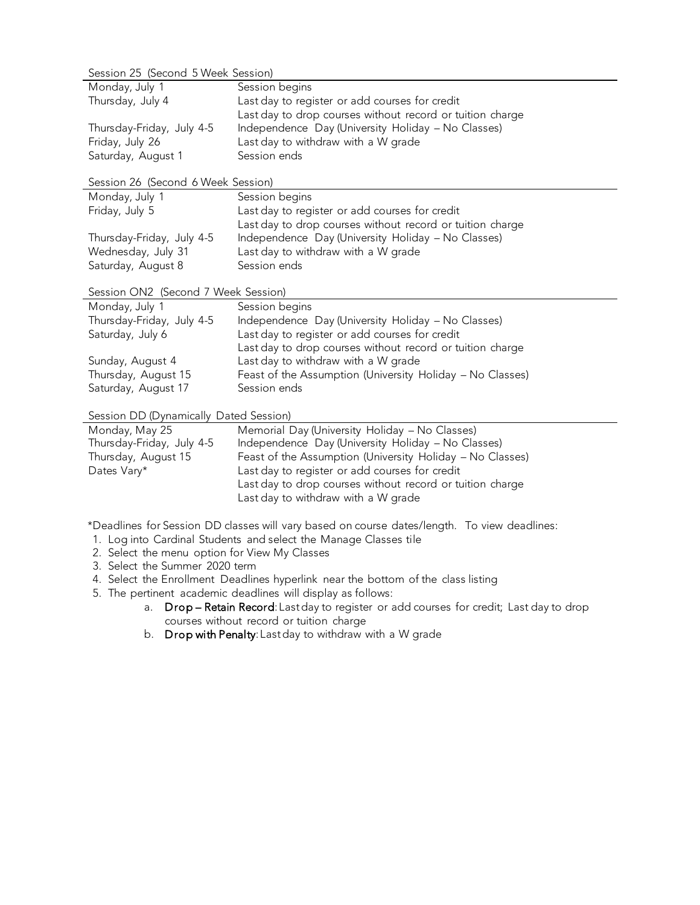Session 25 (Second 5 Week Session)

| | |
|---|---|
| Monday, July 1 | Session begins |
| Thursday, July 4 | Last day to register or add courses for credit |
| | Last day to drop courses without record or tuition charge |
| Thursday-Friday, July 4-5 | Independence Day (University Holiday – No Classes) |
| Friday, July 26 | Last day to withdraw with a W grade |
| Saturday, August 1 | Session ends |

Session 26 (Second 6 Week Session)

| | |
|---|---|
| Monday, July 1 | Session begins |
| Friday, July 5 | Last day to register or add courses for credit |
| | Last day to drop courses without record or tuition charge |
| Thursday-Friday, July 4-5 | Independence Day (University Holiday – No Classes) |
| Wednesday, July 31 | Last day to withdraw with a W grade |
| Saturday, August 8 | Session ends |

Session ON2 (Second 7 Week Session)

| | |
|---|---|
| Monday, July 1 | Session begins |
| Thursday-Friday, July 4-5 | Independence Day (University Holiday – No Classes) |
| Saturday, July 6 | Last day to register or add courses for credit |
| | Last day to drop courses without record or tuition charge |
| Sunday, August 4 | Last day to withdraw with a W grade |
| Thursday, August 15 | Feast of the Assumption (University Holiday – No Classes) |
| Saturday, August 17 | Session ends |

Session DD (Dynamically Dated Session)

| | |
|---|---|
| Monday, May 25 | Memorial Day (University Holiday – No Classes) |
| Thursday-Friday, July 4-5 | Independence Day (University Holiday – No Classes) |
| Thursday, August 15 | Feast of the Assumption (University Holiday – No Classes) |
| Dates Vary* | Last day to register or add courses for credit |
| | Last day to drop courses without record or tuition charge |
| | Last day to withdraw with a W grade |

*Deadlines for Session DD classes will vary based on course dates/length. To view deadlines:

1. Log into Cardinal Students and select the Manage Classes tile
2. Select the menu option for View My Classes
3. Select the Summer 2020 term
4. Select the Enrollment Deadlines hyperlink near the bottom of the class listing
5. The pertinent academic deadlines will display as follows:
   a. **Drop – Retain Record**: Last day to register or add courses for credit; Last day to drop courses without record or tuition charge
   b. **Drop with Penalty**: Last day to withdraw with a W grade